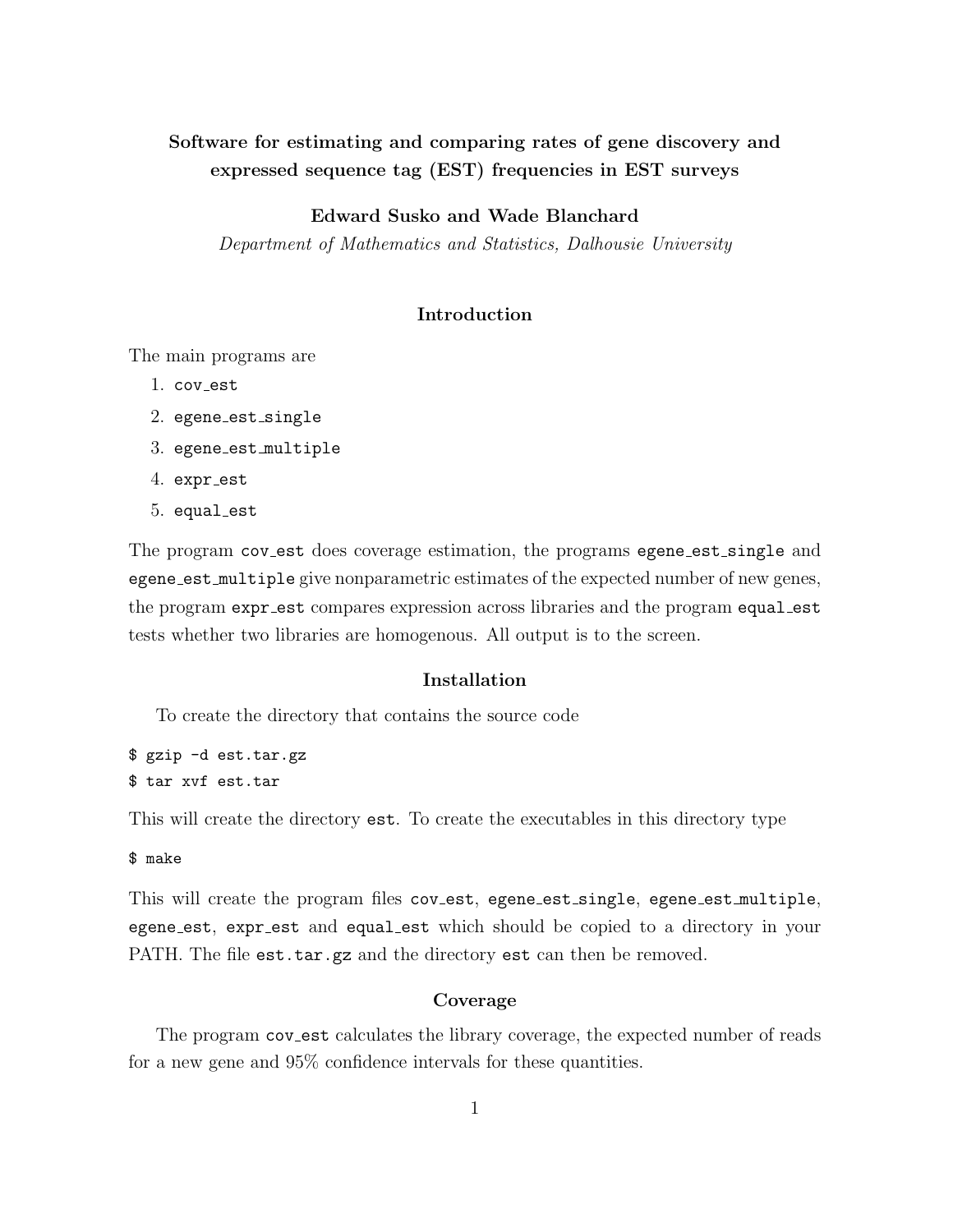# Software for estimating and comparing rates of gene discovery and expressed sequence tag (EST) frequencies in EST surveys

**Edward Susko and Wade Blanchard**

*Department of Mathematics and Statistics, Dalhousie University*

## Introduction

The main programs are

1. `cov_est`
2. `egene_est_single`
3. `egene_est_multiple`
4. `expr_est`
5. `equal_est`

The program `cov_est` does coverage estimation, the programs `egene_est_single` and `egene_est_multiple` give nonparametric estimates of the expected number of new genes, the program `expr_est` compares expression across libraries and the program `equal_est` tests whether two libraries are homogenous. All output is to the screen.

## Installation

To create the directory that contains the source code

```
$ gzip -d est.tar.gz
$ tar xvf est.tar
```

This will create the directory `est`. To create the executables in this directory type

```
$ make
```

This will create the program files `cov_est`, `egene_est_single`, `egene_est_multiple`, `egene_est`, `expr_est` and `equal_est` which should be copied to a directory in your PATH. The file `est.tar.gz` and the directory `est` can then be removed.

## Coverage

The program `cov_est` calculates the library coverage, the expected number of reads for a new gene and 95% confidence intervals for these quantities.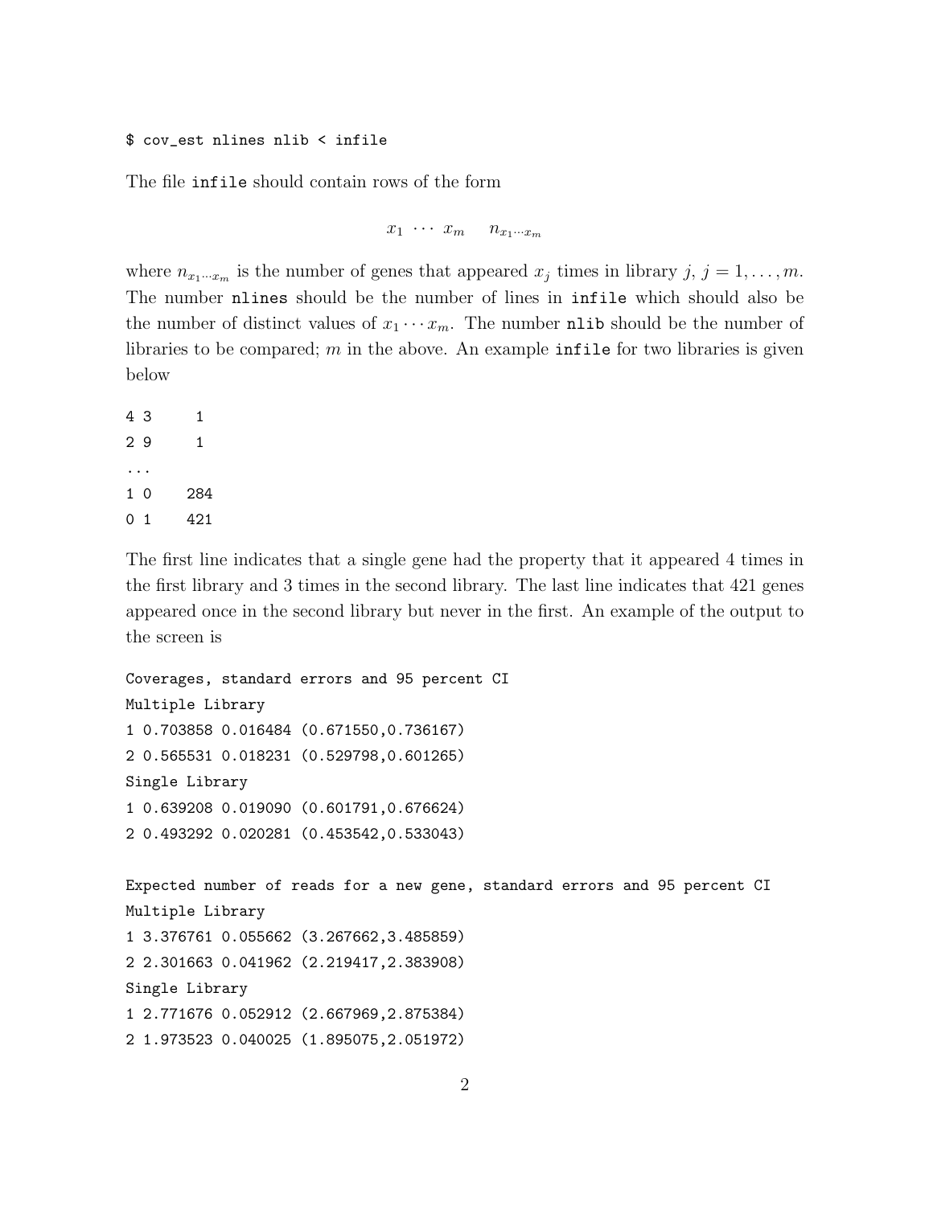```
$ cov_est nlines nlib < infile
```

The file `infile` should contain rows of the form

$$x_1 \; \cdots \; x_m \quad n_{x_1 \cdots x_m}$$

where $n_{x_1 \cdots x_m}$ is the number of genes that appeared $x_j$ times in library $j$, $j = 1, \ldots, m$. The number `nlines` should be the number of lines in `infile` which should also be the number of distinct values of $x_1 \cdots x_m$. The number `nlib` should be the number of libraries to be compared; $m$ in the above. An example `infile` for two libraries is given below

```
4 3     1
2 9     1
...
1 0   284
0 1   421
```

The first line indicates that a single gene had the property that it appeared 4 times in the first library and 3 times in the second library. The last line indicates that 421 genes appeared once in the second library but never in the first. An example of the output to the screen is

```
Coverages, standard errors and 95 percent CI
Multiple Library
1 0.703858 0.016484 (0.671550,0.736167)
2 0.565531 0.018231 (0.529798,0.601265)
Single Library
1 0.639208 0.019090 (0.601791,0.676624)
2 0.493292 0.020281 (0.453542,0.533043)

Expected number of reads for a new gene, standard errors and 95 percent CI
Multiple Library
1 3.376761 0.055662 (3.267662,3.485859)
2 2.301663 0.041962 (2.219417,2.383908)
Single Library
1 2.771676 0.052912 (2.667969,2.875384)
2 1.973523 0.040025 (1.895075,2.051972)
```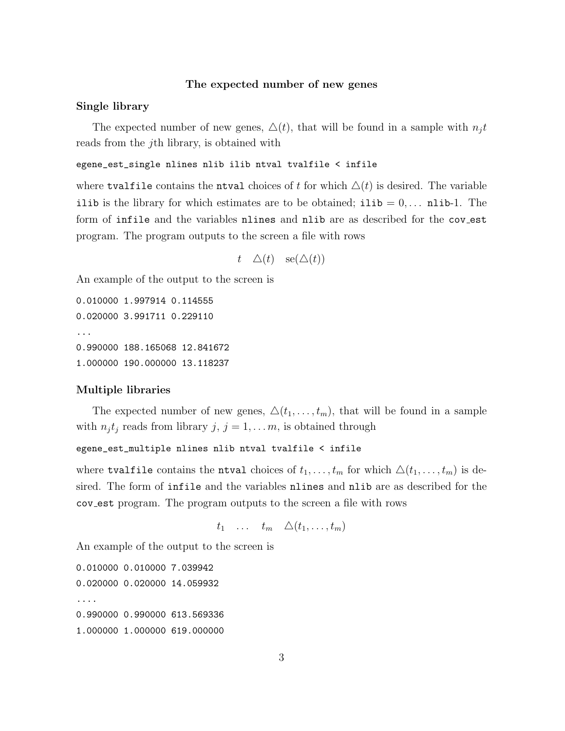## The expected number of new genes

### Single library

The expected number of new genes, $\triangle(t)$, that will be found in a sample with $n_j t$ reads from the $j$th library, is obtained with

```
egene_est_single nlines nlib ilib ntval tvalfile < infile
```

where `tvalfile` contains the `ntval` choices of $t$ for which $\triangle(t)$ is desired. The variable `ilib` is the library for which estimates are to be obtained; `ilib` $= 0, \ldots$ `nlib`-1. The form of `infile` and the variables `nlines` and `nlib` are as described for the `cov_est` program. The program outputs to the screen a file with rows

$$t \quad \triangle(t) \quad \mathrm{se}(\triangle(t))$$

An example of the output to the screen is

```
0.010000 1.997914 0.114555
0.020000 3.991711 0.229110
...
0.990000 188.165068 12.841672
1.000000 190.000000 13.118237
```

### Multiple libraries

The expected number of new genes, $\triangle(t_1, \ldots, t_m)$, that will be found in a sample with $n_j t_j$ reads from library $j$, $j = 1, \ldots m$, is obtained through

```
egene_est_multiple nlines nlib ntval tvalfile < infile
```

where `tvalfile` contains the `ntval` choices of $t_1, \ldots, t_m$ for which $\triangle(t_1, \ldots, t_m)$ is desired. The form of `infile` and the variables `nlines` and `nlib` are as described for the `cov_est` program. The program outputs to the screen a file with rows

$$t_1 \quad \ldots \quad t_m \quad \triangle(t_1, \ldots, t_m)$$

An example of the output to the screen is

```
0.010000 0.010000 7.039942
0.020000 0.020000 14.059932
....
0.990000 0.990000 613.569336
1.000000 1.000000 619.000000
```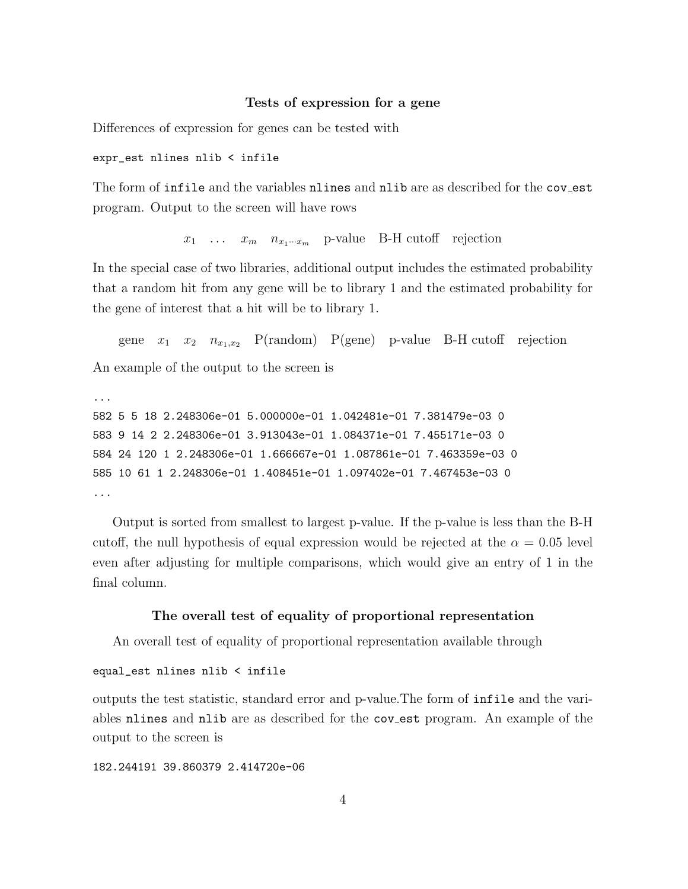### Tests of expression for a gene

Differences of expression for genes can be tested with

```
expr_est nlines nlib < infile
```

The form of `infile` and the variables `nlines` and `nlib` are as described for the `cov_est` program. Output to the screen will have rows

$$x_1 \quad \ldots \quad x_m \quad n_{x_1 \cdots x_m} \quad \text{p-value} \quad \text{B-H cutoff} \quad \text{rejection}$$

In the special case of two libraries, additional output includes the estimated probability that a random hit from any gene will be to library 1 and the estimated probability for the gene of interest that a hit will be to library 1.

$$\text{gene} \quad x_1 \quad x_2 \quad n_{x_1,x_2} \quad \text{P(random)} \quad \text{P(gene)} \quad \text{p-value} \quad \text{B-H cutoff} \quad \text{rejection}$$

An example of the output to the screen is

```
...
582 5 5 18 2.248306e-01 5.000000e-01 1.042481e-01 7.381479e-03 0
583 9 14 2 2.248306e-01 3.913043e-01 1.084371e-01 7.455171e-03 0
584 24 120 1 2.248306e-01 1.666667e-01 1.087861e-01 7.463359e-03 0
585 10 61 1 2.248306e-01 1.408451e-01 1.097402e-01 7.467453e-03 0
...
```

Output is sorted from smallest to largest p-value. If the p-value is less than the B-H cutoff, the null hypothesis of equal expression would be rejected at the $\alpha = 0.05$ level even after adjusting for multiple comparisons, which would give an entry of 1 in the final column.

### The overall test of equality of proportional representation

An overall test of equality of proportional representation available through

```
equal_est nlines nlib < infile
```

outputs the test statistic, standard error and p-value.The form of `infile` and the variables `nlines` and `nlib` are as described for the `cov_est` program. An example of the output to the screen is

```
182.244191 39.860379 2.414720e-06
```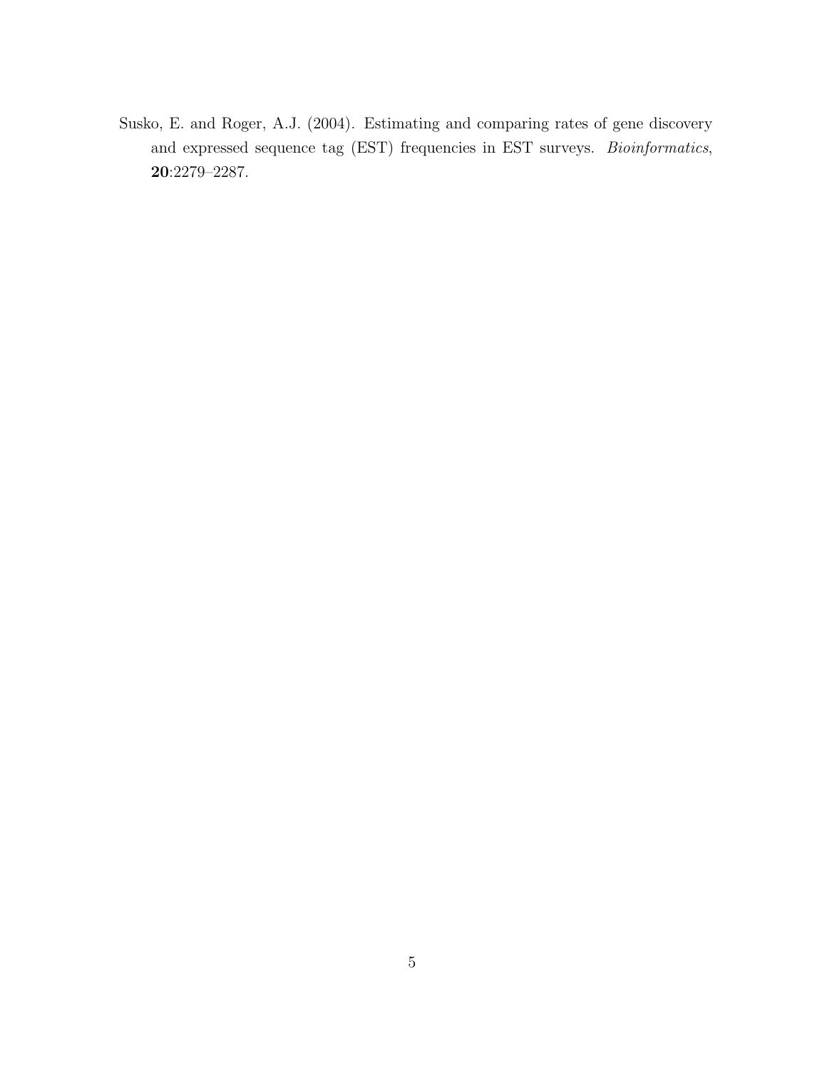Susko, E. and Roger, A.J. (2004). Estimating and comparing rates of gene discovery and expressed sequence tag (EST) frequencies in EST surveys. *Bioinformatics*, **20**:2279–2287.